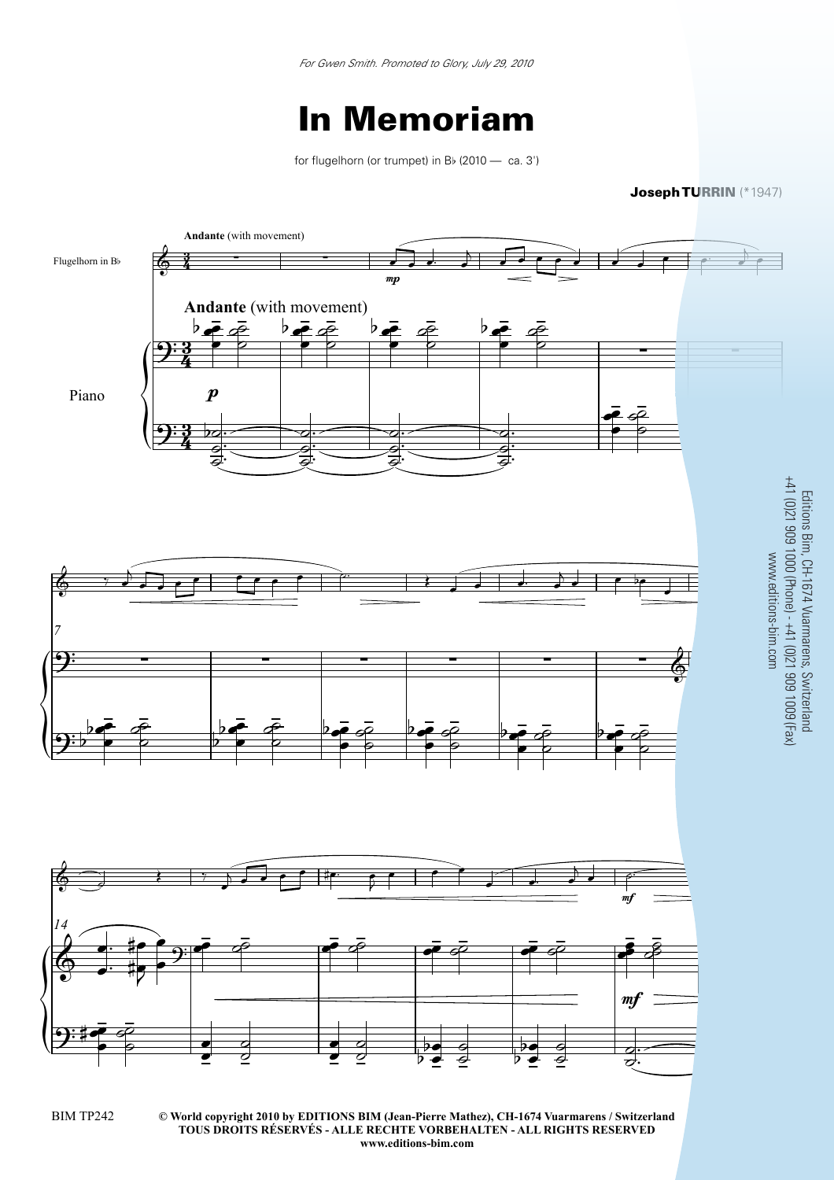*For Gwen Smith. Promoted to Glory, July 29, 2010*

# In Memoriam

for flugelhorn (or trumpet) in B♭ (2010 — ca. 3')

**Joseph TURRIN** (*1947)

**Andante** (with movement)

Flugelhorn in B♭

Piano

Editions Bim, CH-1674 Vuarmarens, Switzerland
+41 (0)21 909 1000 (Phone) - +41 (0)21 909 1009 (Fax)
www.editions-bim.com

BIM TP242

**© World copyright 2010 by EDITIONS BIM (Jean-Pierre Mathez), CH-1674 Vuarmarens / Switzerland**
**TOUS DROITS RÉSERVÉS - ALLE RECHTE VORBEHALTEN - ALL RIGHTS RESERVED**
**www.editions-bim.com**